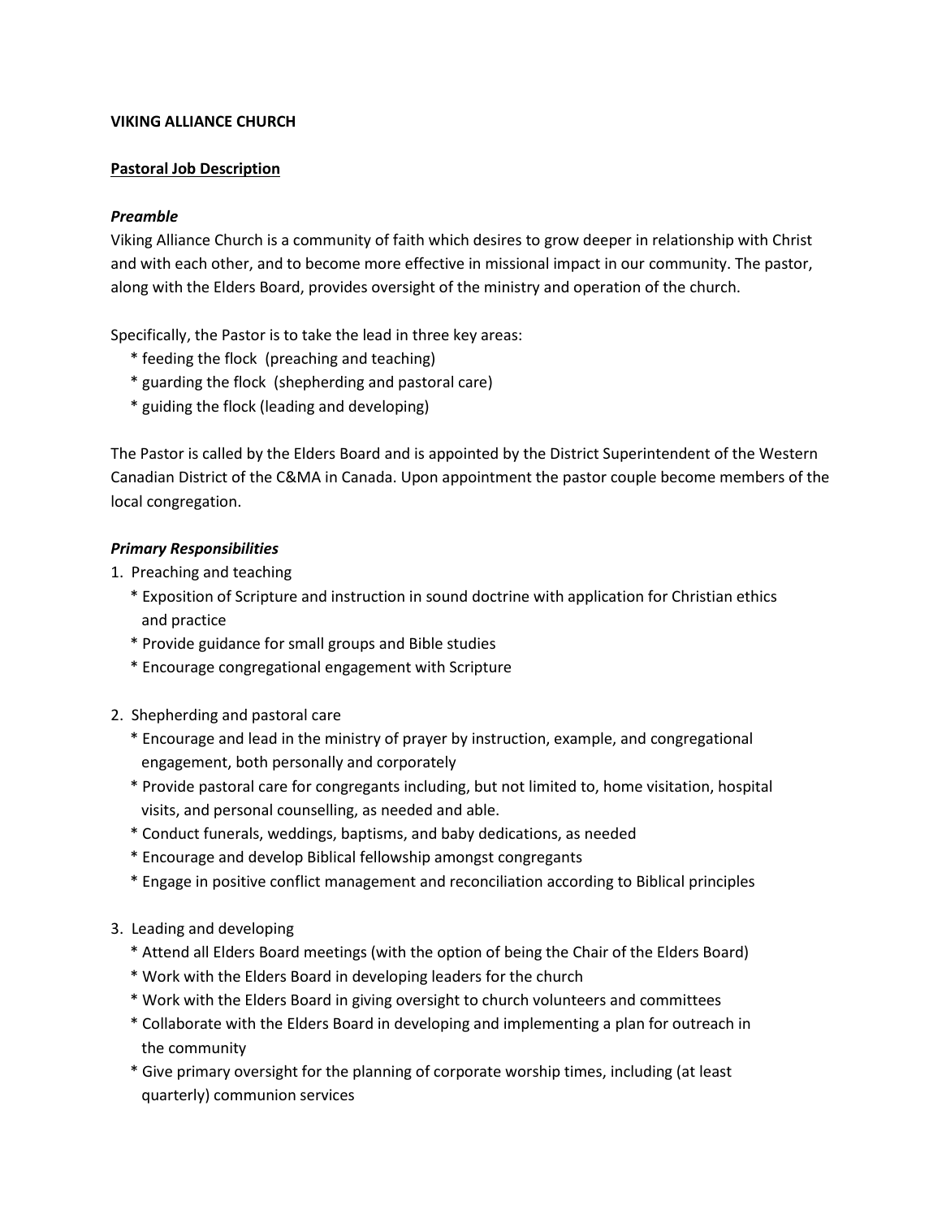**VIKING ALLIANCE CHURCH**

**Pastoral Job Description**

***Preamble***

Viking Alliance Church is a community of faith which desires to grow deeper in relationship with Christ and with each other, and to become more effective in missional impact in our community. The pastor, along with the Elders Board, provides oversight of the ministry and operation of the church.

Specifically, the Pastor is to take the lead in three key areas:

* feeding the flock (preaching and teaching)
* guarding the flock (shepherding and pastoral care)
* guiding the flock (leading and developing)

The Pastor is called by the Elders Board and is appointed by the District Superintendent of the Western Canadian District of the C&MA in Canada. Upon appointment the pastor couple become members of the local congregation.

***Primary Responsibilities***

1. Preaching and teaching
   * Exposition of Scripture and instruction in sound doctrine with application for Christian ethics and practice
   * Provide guidance for small groups and Bible studies
   * Encourage congregational engagement with Scripture

2. Shepherding and pastoral care
   * Encourage and lead in the ministry of prayer by instruction, example, and congregational engagement, both personally and corporately
   * Provide pastoral care for congregants including, but not limited to, home visitation, hospital visits, and personal counselling, as needed and able.
   * Conduct funerals, weddings, baptisms, and baby dedications, as needed
   * Encourage and develop Biblical fellowship amongst congregants
   * Engage in positive conflict management and reconciliation according to Biblical principles

3. Leading and developing
   * Attend all Elders Board meetings (with the option of being the Chair of the Elders Board)
   * Work with the Elders Board in developing leaders for the church
   * Work with the Elders Board in giving oversight to church volunteers and committees
   * Collaborate with the Elders Board in developing and implementing a plan for outreach in the community
   * Give primary oversight for the planning of corporate worship times, including (at least quarterly) communion services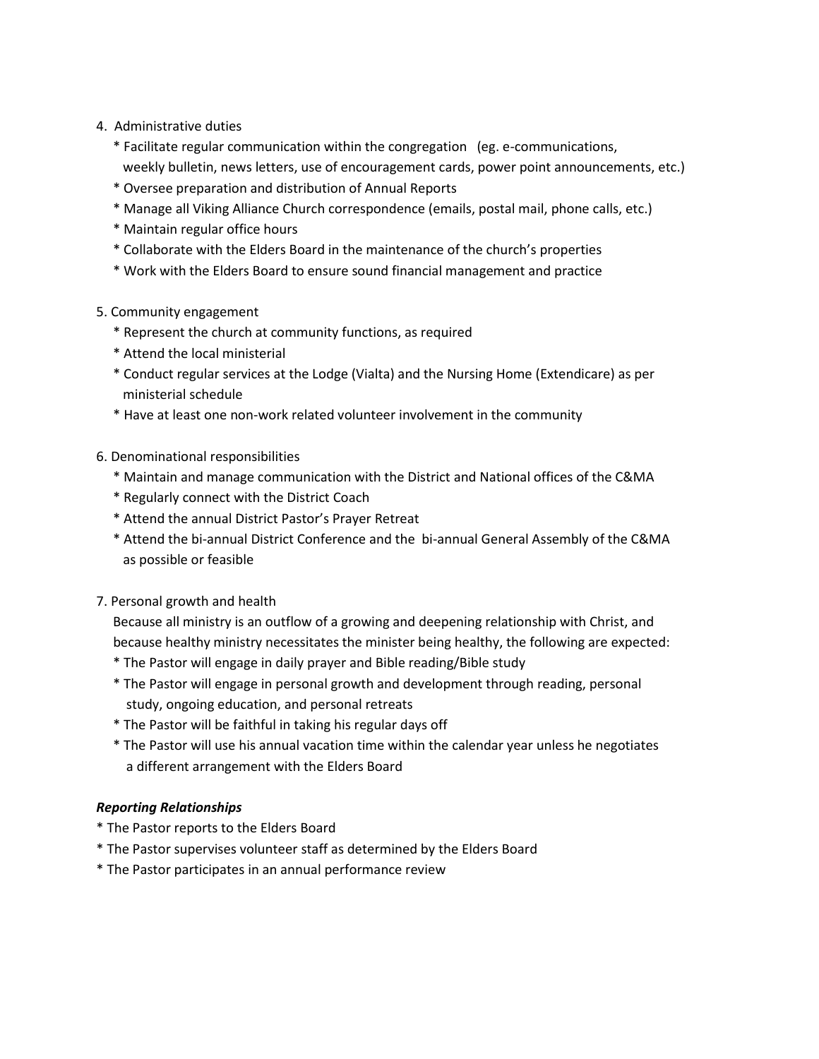4. Administrative duties
   * Facilitate regular communication within the congregation (eg. e-communications, weekly bulletin, news letters, use of encouragement cards, power point announcements, etc.)
   * Oversee preparation and distribution of Annual Reports
   * Manage all Viking Alliance Church correspondence (emails, postal mail, phone calls, etc.)
   * Maintain regular office hours
   * Collaborate with the Elders Board in the maintenance of the church's properties
   * Work with the Elders Board to ensure sound financial management and practice

5. Community engagement
   * Represent the church at community functions, as required
   * Attend the local ministerial
   * Conduct regular services at the Lodge (Vialta) and the Nursing Home (Extendicare) as per ministerial schedule
   * Have at least one non-work related volunteer involvement in the community

6. Denominational responsibilities
   * Maintain and manage communication with the District and National offices of the C&MA
   * Regularly connect with the District Coach
   * Attend the annual District Pastor's Prayer Retreat
   * Attend the bi-annual District Conference and the bi-annual General Assembly of the C&MA as possible or feasible

7. Personal growth and health

   Because all ministry is an outflow of a growing and deepening relationship with Christ, and because healthy ministry necessitates the minister being healthy, the following are expected:
   * The Pastor will engage in daily prayer and Bible reading/Bible study
   * The Pastor will engage in personal growth and development through reading, personal study, ongoing education, and personal retreats
   * The Pastor will be faithful in taking his regular days off
   * The Pastor will use his annual vacation time within the calendar year unless he negotiates a different arrangement with the Elders Board

***Reporting Relationships***

* The Pastor reports to the Elders Board
* The Pastor supervises volunteer staff as determined by the Elders Board
* The Pastor participates in an annual performance review